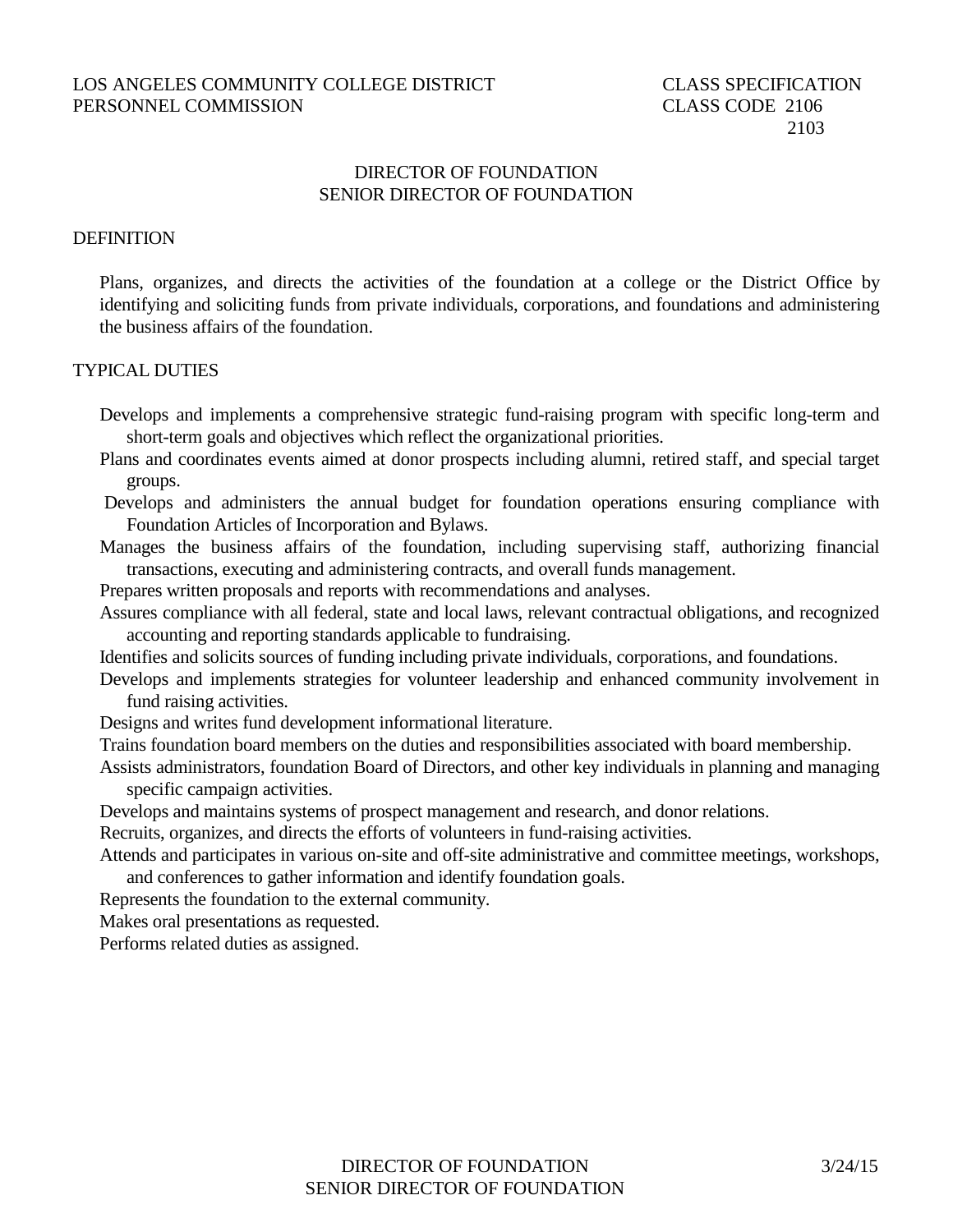LOS ANGELES COMMUNITY COLLEGE DISTRICT
PERSONNEL COMMISSION

CLASS SPECIFICATION
CLASS CODE 2106
2103

# DIRECTOR OF FOUNDATION
# SENIOR DIRECTOR OF FOUNDATION

## DEFINITION

Plans, organizes, and directs the activities of the foundation at a college or the District Office by identifying and soliciting funds from private individuals, corporations, and foundations and administering the business affairs of the foundation.

## TYPICAL DUTIES

Develops and implements a comprehensive strategic fund-raising program with specific long-term and short-term goals and objectives which reflect the organizational priorities.

Plans and coordinates events aimed at donor prospects including alumni, retired staff, and special target groups.

Develops and administers the annual budget for foundation operations ensuring compliance with Foundation Articles of Incorporation and Bylaws.

Manages the business affairs of the foundation, including supervising staff, authorizing financial transactions, executing and administering contracts, and overall funds management.

Prepares written proposals and reports with recommendations and analyses.

Assures compliance with all federal, state and local laws, relevant contractual obligations, and recognized accounting and reporting standards applicable to fundraising.

Identifies and solicits sources of funding including private individuals, corporations, and foundations.

Develops and implements strategies for volunteer leadership and enhanced community involvement in fund raising activities.

Designs and writes fund development informational literature.

Trains foundation board members on the duties and responsibilities associated with board membership.

Assists administrators, foundation Board of Directors, and other key individuals in planning and managing specific campaign activities.

Develops and maintains systems of prospect management and research, and donor relations.

Recruits, organizes, and directs the efforts of volunteers in fund-raising activities.

Attends and participates in various on-site and off-site administrative and committee meetings, workshops, and conferences to gather information and identify foundation goals.

Represents the foundation to the external community.

Makes oral presentations as requested.

Performs related duties as assigned.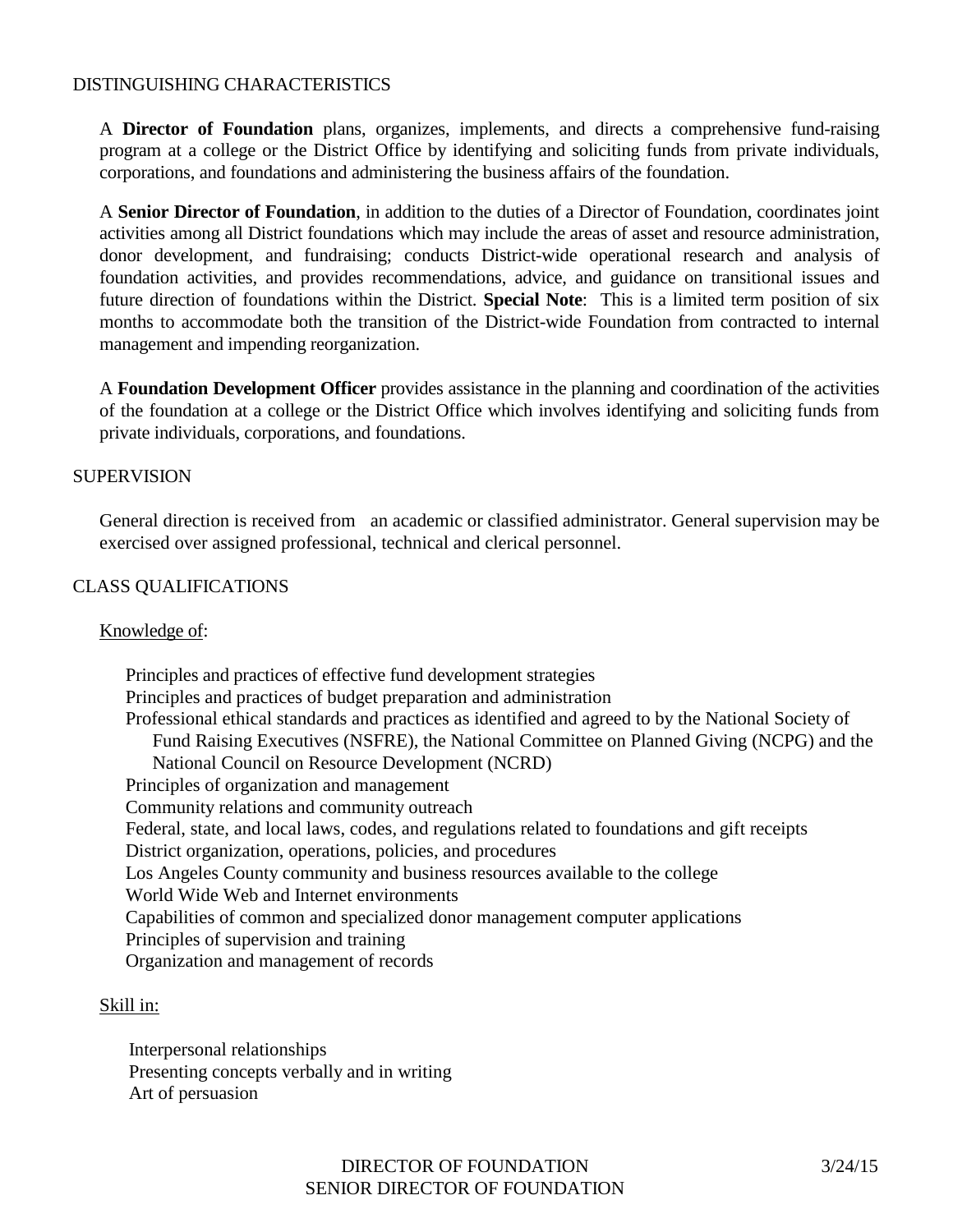## DISTINGUISHING CHARACTERISTICS

A **Director of Foundation** plans, organizes, implements, and directs a comprehensive fund-raising program at a college or the District Office by identifying and soliciting funds from private individuals, corporations, and foundations and administering the business affairs of the foundation.

A **Senior Director of Foundation**, in addition to the duties of a Director of Foundation, coordinates joint activities among all District foundations which may include the areas of asset and resource administration, donor development, and fundraising; conducts District-wide operational research and analysis of foundation activities, and provides recommendations, advice, and guidance on transitional issues and future direction of foundations within the District. **Special Note**: This is a limited term position of six months to accommodate both the transition of the District-wide Foundation from contracted to internal management and impending reorganization.

A **Foundation Development Officer** provides assistance in the planning and coordination of the activities of the foundation at a college or the District Office which involves identifying and soliciting funds from private individuals, corporations, and foundations.

## SUPERVISION

General direction is received from an academic or classified administrator. General supervision may be exercised over assigned professional, technical and clerical personnel.

## CLASS QUALIFICATIONS

Knowledge of:

- Principles and practices of effective fund development strategies
- Principles and practices of budget preparation and administration
- Professional ethical standards and practices as identified and agreed to by the National Society of Fund Raising Executives (NSFRE), the National Committee on Planned Giving (NCPG) and the National Council on Resource Development (NCRD)
- Principles of organization and management
- Community relations and community outreach
- Federal, state, and local laws, codes, and regulations related to foundations and gift receipts
- District organization, operations, policies, and procedures
- Los Angeles County community and business resources available to the college
- World Wide Web and Internet environments
- Capabilities of common and specialized donor management computer applications
- Principles of supervision and training
- Organization and management of records

Skill in:

- Interpersonal relationships
- Presenting concepts verbally and in writing
- Art of persuasion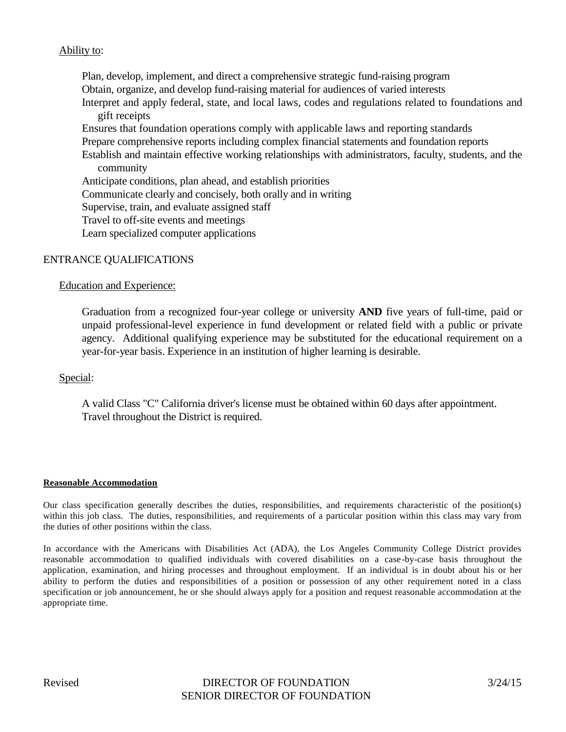Ability to:

Plan, develop, implement, and direct a comprehensive strategic fund-raising program
Obtain, organize, and develop fund-raising material for audiences of varied interests
Interpret and apply federal, state, and local laws, codes and regulations related to foundations and gift receipts
Ensures that foundation operations comply with applicable laws and reporting standards
Prepare comprehensive reports including complex financial statements and foundation reports
Establish and maintain effective working relationships with administrators, faculty, students, and the community
Anticipate conditions, plan ahead, and establish priorities
Communicate clearly and concisely, both orally and in writing
Supervise, train, and evaluate assigned staff
Travel to off-site events and meetings
Learn specialized computer applications

## ENTRANCE QUALIFICATIONS

Education and Experience:

Graduation from a recognized four-year college or university **AND** five years of full-time, paid or unpaid professional-level experience in fund development or related field with a public or private agency. Additional qualifying experience may be substituted for the educational requirement on a year-for-year basis. Experience in an institution of higher learning is desirable.

Special:

A valid Class "C" California driver's license must be obtained within 60 days after appointment.
Travel throughout the District is required.

**Reasonable Accommodation**

Our class specification generally describes the duties, responsibilities, and requirements characteristic of the position(s) within this job class. The duties, responsibilities, and requirements of a particular position within this class may vary from the duties of other positions within the class.

In accordance with the Americans with Disabilities Act (ADA), the Los Angeles Community College District provides reasonable accommodation to qualified individuals with covered disabilities on a case-by-case basis throughout the application, examination, and hiring processes and throughout employment. If an individual is in doubt about his or her ability to perform the duties and responsibilities of a position or possession of any other requirement noted in a class specification or job announcement, he or she should always apply for a position and request reasonable accommodation at the appropriate time.